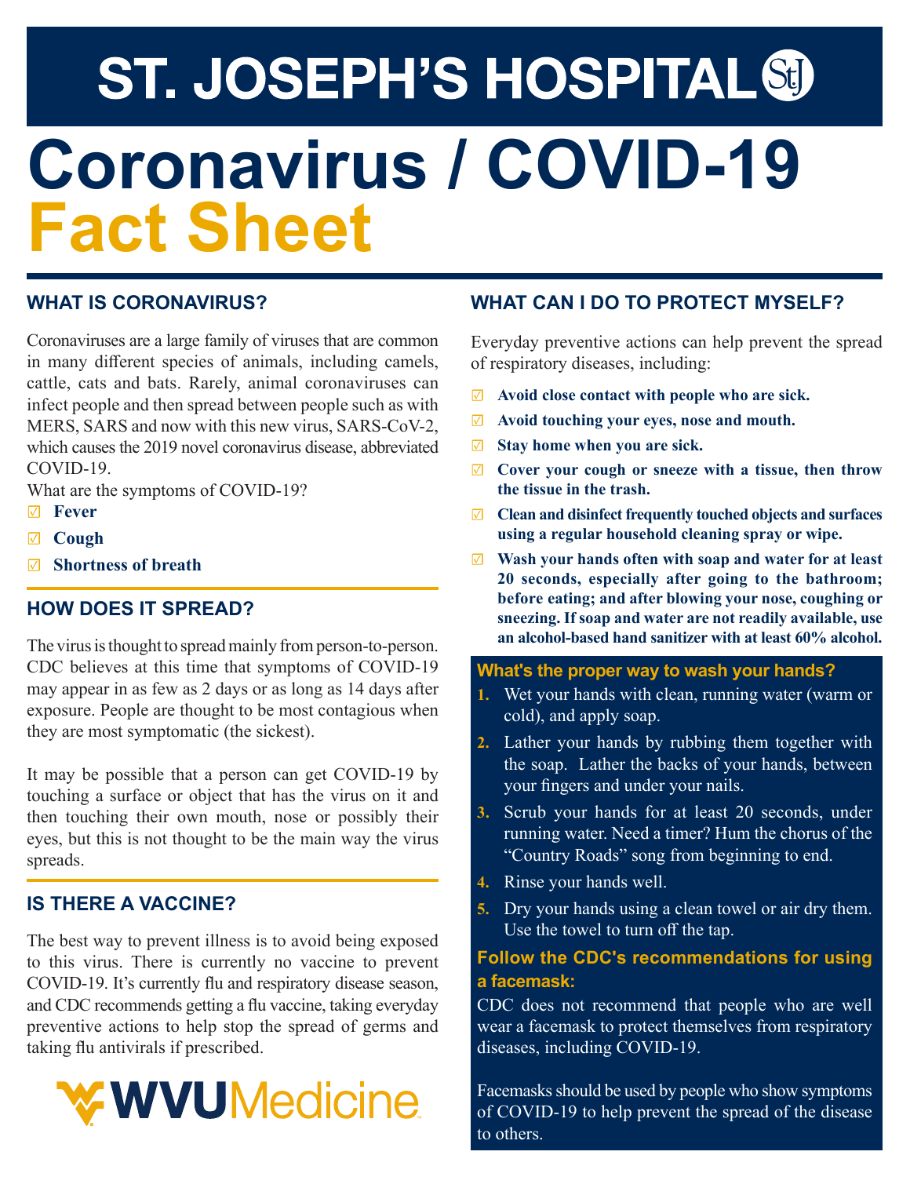# ST. JOSEPH'S HOSPITAL

# Coronavirus / COVID-19 Fact Sheet

## WHAT IS CORONAVIRUS?

Coronaviruses are a large family of viruses that are common in many different species of animals, including camels, cattle, cats and bats. Rarely, animal coronaviruses can infect people and then spread between people such as with MERS, SARS and now with this new virus, SARS-CoV-2, which causes the 2019 novel coronavirus disease, abbreviated COVID-19.

What are the symptoms of COVID-19?

- ☑ **Fever**
- ☑ **Cough**
- ☑ **Shortness of breath**

## HOW DOES IT SPREAD?

The virus is thought to spread mainly from person-to-person. CDC believes at this time that symptoms of COVID-19 may appear in as few as 2 days or as long as 14 days after exposure. People are thought to be most contagious when they are most symptomatic (the sickest).

It may be possible that a person can get COVID-19 by touching a surface or object that has the virus on it and then touching their own mouth, nose or possibly their eyes, but this is not thought to be the main way the virus spreads.

## IS THERE A VACCINE?

The best way to prevent illness is to avoid being exposed to this virus. There is currently no vaccine to prevent COVID-19. It's currently flu and respiratory disease season, and CDC recommends getting a flu vaccine, taking everyday preventive actions to help stop the spread of germs and taking flu antivirals if prescribed.

WVU Medicine

## WHAT CAN I DO TO PROTECT MYSELF?

Everyday preventive actions can help prevent the spread of respiratory diseases, including:

- ☑ **Avoid close contact with people who are sick.**
- ☑ **Avoid touching your eyes, nose and mouth.**
- ☑ **Stay home when you are sick.**
- ☑ **Cover your cough or sneeze with a tissue, then throw the tissue in the trash.**
- ☑ **Clean and disinfect frequently touched objects and surfaces using a regular household cleaning spray or wipe.**
- ☑ **Wash your hands often with soap and water for at least 20 seconds, especially after going to the bathroom; before eating; and after blowing your nose, coughing or sneezing. If soap and water are not readily available, use an alcohol-based hand sanitizer with at least 60% alcohol.**

### What's the proper way to wash your hands?

1. Wet your hands with clean, running water (warm or cold), and apply soap.
2. Lather your hands by rubbing them together with the soap. Lather the backs of your hands, between your fingers and under your nails.
3. Scrub your hands for at least 20 seconds, under running water. Need a timer? Hum the chorus of the "Country Roads" song from beginning to end.
4. Rinse your hands well.
5. Dry your hands using a clean towel or air dry them. Use the towel to turn off the tap.

### Follow the CDC's recommendations for using a facemask:

CDC does not recommend that people who are well wear a facemask to protect themselves from respiratory diseases, including COVID-19.

Facemasks should be used by people who show symptoms of COVID-19 to help prevent the spread of the disease to others.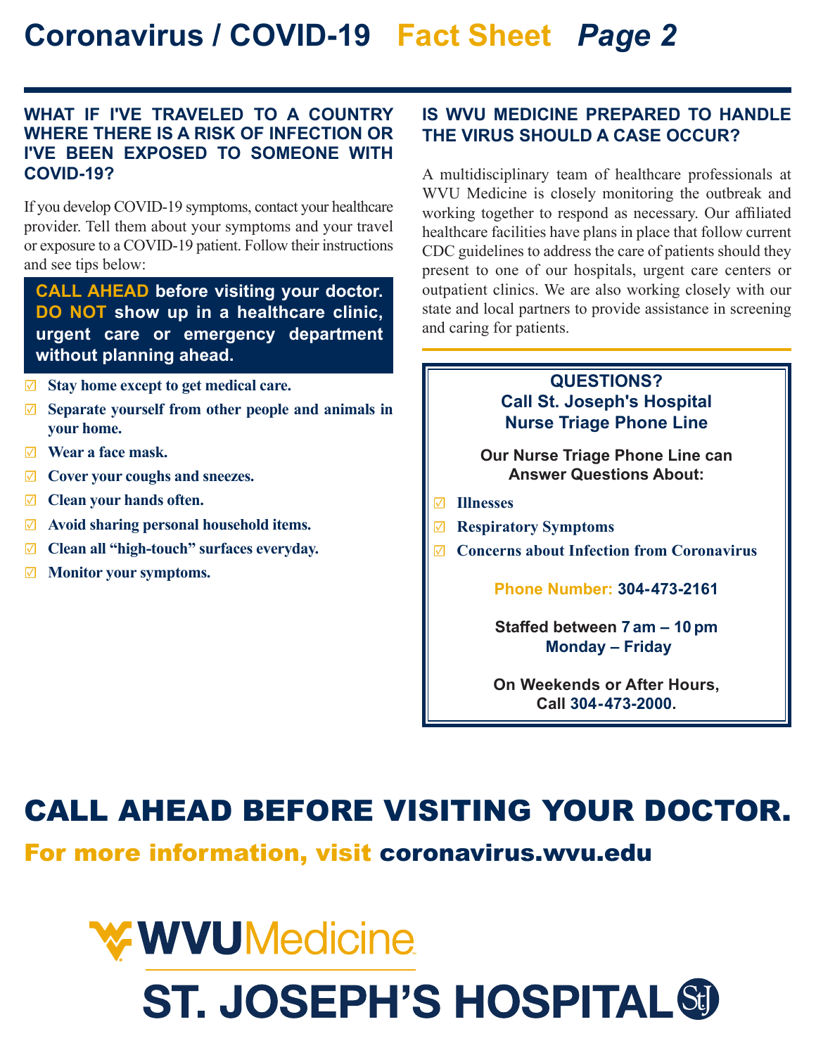# Coronavirus / COVID-19 Fact Sheet *Page 2*

### WHAT IF I'VE TRAVELED TO A COUNTRY WHERE THERE IS A RISK OF INFECTION OR I'VE BEEN EXPOSED TO SOMEONE WITH COVID-19?

If you develop COVID-19 symptoms, contact your healthcare provider. Tell them about your symptoms and your travel or exposure to a COVID-19 patient. Follow their instructions and see tips below:

**CALL AHEAD before visiting your doctor. DO NOT show up in a healthcare clinic, urgent care or emergency department without planning ahead.**

- ☑ **Stay home except to get medical care.**
- ☑ **Separate yourself from other people and animals in your home.**
- ☑ **Wear a face mask.**
- ☑ **Cover your coughs and sneezes.**
- ☑ **Clean your hands often.**
- ☑ **Avoid sharing personal household items.**
- ☑ **Clean all "high-touch" surfaces everyday.**
- ☑ **Monitor your symptoms.**

### IS WVU MEDICINE PREPARED TO HANDLE THE VIRUS SHOULD A CASE OCCUR?

A multidisciplinary team of healthcare professionals at WVU Medicine is closely monitoring the outbreak and working together to respond as necessary. Our affiliated healthcare facilities have plans in place that follow current CDC guidelines to address the care of patients should they present to one of our hospitals, urgent care centers or outpatient clinics. We are also working closely with our state and local partners to provide assistance in screening and caring for patients.

**QUESTIONS?**
**Call St. Joseph's Hospital Nurse Triage Phone Line**

**Our Nurse Triage Phone Line can Answer Questions About:**

- ☑ **Illnesses**
- ☑ **Respiratory Symptoms**
- ☑ **Concerns about Infection from Coronavirus**

**Phone Number: 304-473-2161**

**Staffed between 7 am – 10 pm Monday – Friday**

**On Weekends or After Hours, Call 304-473-2000.**

## CALL AHEAD BEFORE VISITING YOUR DOCTOR.

**For more information, visit coronavirus.wvu.edu**

WVU Medicine

ST. JOSEPH'S HOSPITAL